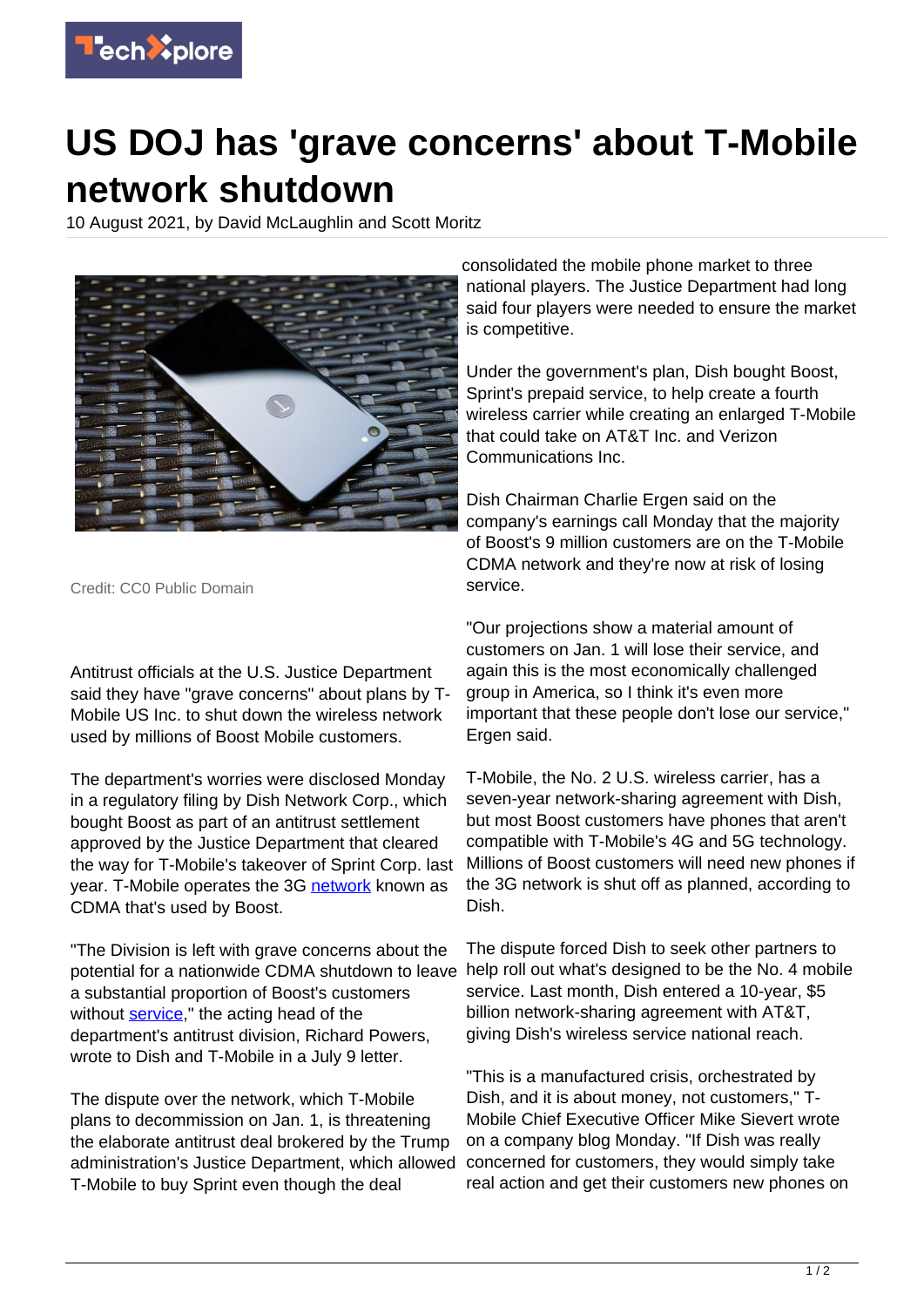# US DOJ has 'grave concerns' about T-Mobile network shutdown

10 August 2021, by David McLaughlin and Scott Moritz

Credit: CC0 Public Domain

Antitrust officials at the U.S. Justice Department said they have "grave concerns" about plans by T-Mobile US Inc. to shut down the wireless network used by millions of Boost Mobile customers.

The department's worries were disclosed Monday in a regulatory filing by Dish Network Corp., which bought Boost as part of an antitrust settlement approved by the Justice Department that cleared the way for T-Mobile's takeover of Sprint Corp. last year. T-Mobile operates the 3G network known as CDMA that's used by Boost.

"The Division is left with grave concerns about the potential for a nationwide CDMA shutdown to leave a substantial proportion of Boost's customers without service," the acting head of the department's antitrust division, Richard Powers, wrote to Dish and T-Mobile in a July 9 letter.

The dispute over the network, which T-Mobile plans to decommission on Jan. 1, is threatening the elaborate antitrust deal brokered by the Trump administration's Justice Department, which allowed T-Mobile to buy Sprint even though the deal consolidated the mobile phone market to three national players. The Justice Department had long said four players were needed to ensure the market is competitive.

Under the government's plan, Dish bought Boost, Sprint's prepaid service, to help create a fourth wireless carrier while creating an enlarged T-Mobile that could take on AT&T Inc. and Verizon Communications Inc.

Dish Chairman Charlie Ergen said on the company's earnings call Monday that the majority of Boost's 9 million customers are on the T-Mobile CDMA network and they're now at risk of losing service.

"Our projections show a material amount of customers on Jan. 1 will lose their service, and again this is the most economically challenged group in America, so I think it's even more important that these people don't lose our service," Ergen said.

T-Mobile, the No. 2 U.S. wireless carrier, has a seven-year network-sharing agreement with Dish, but most Boost customers have phones that aren't compatible with T-Mobile's 4G and 5G technology. Millions of Boost customers will need new phones if the 3G network is shut off as planned, according to Dish.

The dispute forced Dish to seek other partners to help roll out what's designed to be the No. 4 mobile service. Last month, Dish entered a 10-year, $5 billion network-sharing agreement with AT&T, giving Dish's wireless service national reach.

"This is a manufactured crisis, orchestrated by Dish, and it is about money, not customers," T-Mobile Chief Executive Officer Mike Sievert wrote on a company blog Monday. "If Dish was really concerned for customers, they would simply take real action and get their customers new phones on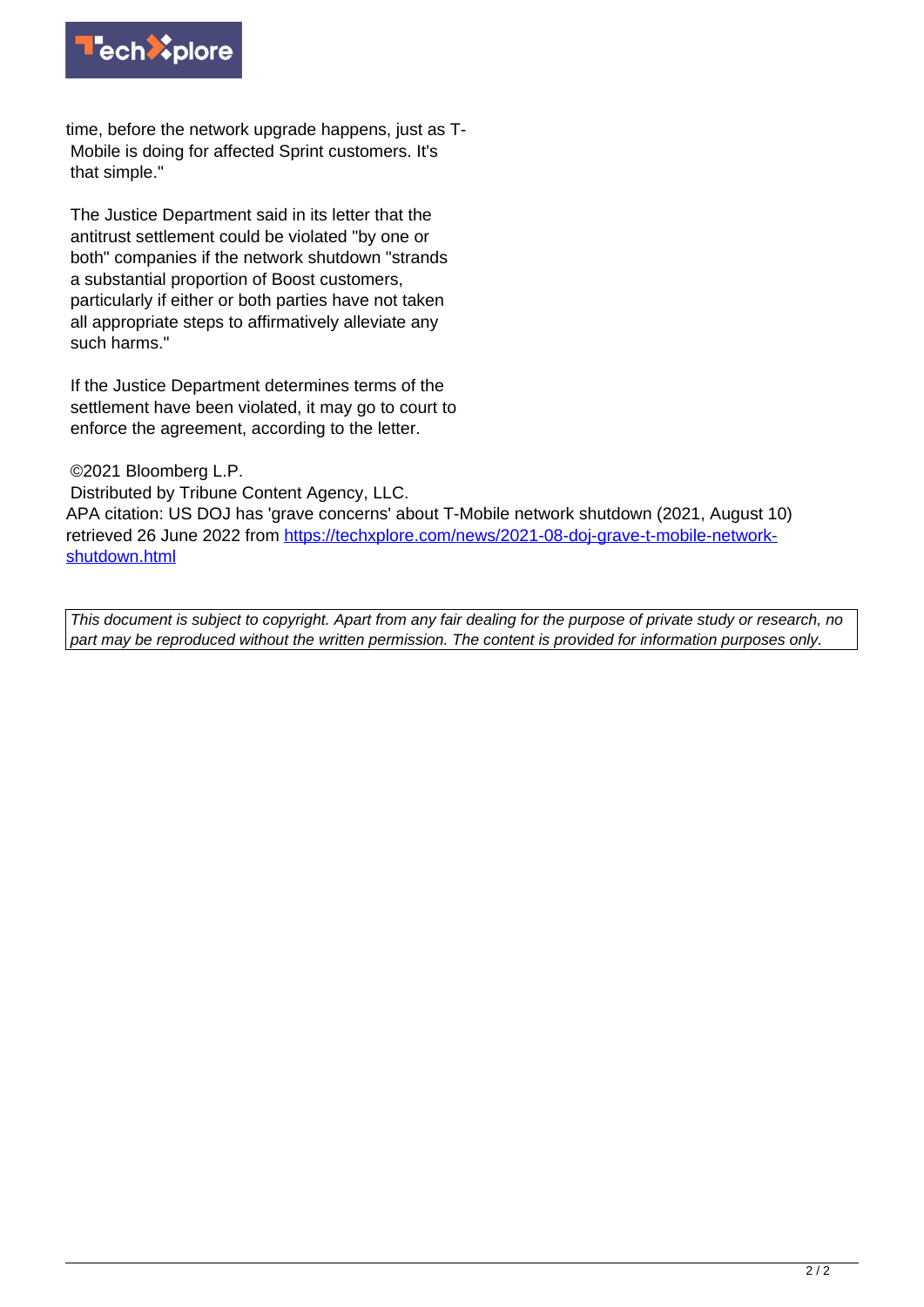time, before the network upgrade happens, just as T-Mobile is doing for affected Sprint customers. It's that simple."

The Justice Department said in its letter that the antitrust settlement could be violated "by one or both" companies if the network shutdown "strands a substantial proportion of Boost customers, particularly if either or both parties have not taken all appropriate steps to affirmatively alleviate any such harms."

If the Justice Department determines terms of the settlement have been violated, it may go to court to enforce the agreement, according to the letter.

©2021 Bloomberg L.P.
Distributed by Tribune Content Agency, LLC.

APA citation: US DOJ has 'grave concerns' about T-Mobile network shutdown (2021, August 10) retrieved 26 June 2022 from https://techxplore.com/news/2021-08-doj-grave-t-mobile-network-shutdown.html

*This document is subject to copyright. Apart from any fair dealing for the purpose of private study or research, no part may be reproduced without the written permission. The content is provided for information purposes only.*